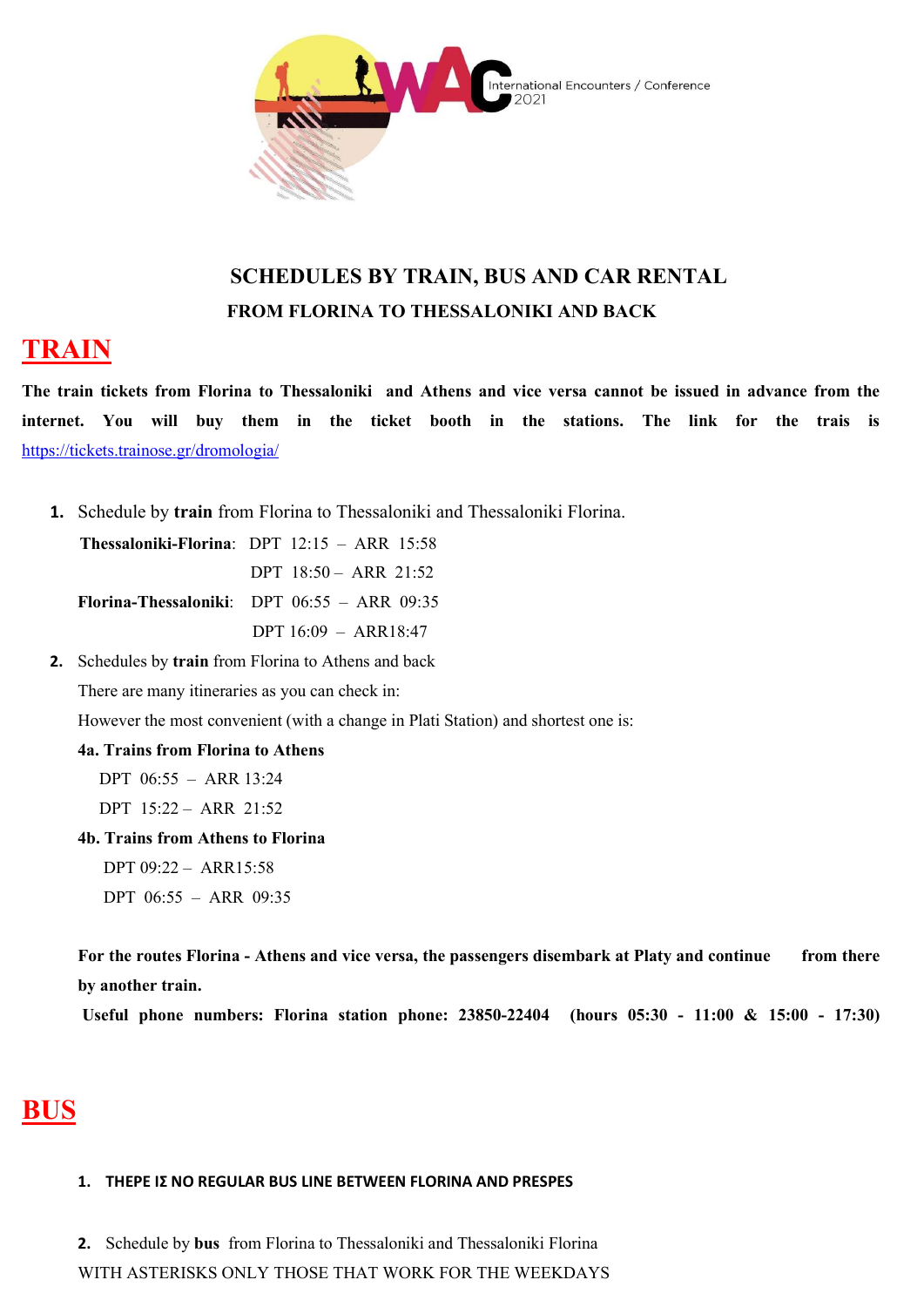WAC International Encounters / Conference 2021

## SCHEDULES BY TRAIN, BUS AND CAR RENTAL

### FROM FLORINA TO THESSALONIKI AND BACK

# TRAIN

**The train tickets from Florina to Thessaloniki and Athens and vice versa cannot be issued in advance from the internet. You will buy them in the ticket booth in the stations. The link for the trais is** https://tickets.trainose.gr/dromologia/

1. Schedule by **train** from Florina to Thessaloniki and Thessaloniki Florina.

   **Thessaloniki-Florina**: DPT 12:15 – ARR 15:58

   DPT 18:50 – ARR 21:52

   **Florina-Thessaloniki**: DPT 06:55 – ARR 09:35

   DPT 16:09 – ARR18:47

2. Schedules by **train** from Florina to Athens and back

   There are many itineraries as you can check in:

   However the most convenient (with a change in Plati Station) and shortest one is:

   **4a. Trains from Florina to Athens**

   DPT 06:55 – ARR 13:24

   DPT 15:22 – ARR 21:52

   **4b. Trains from Athens to Florina**

   DPT 09:22 – ARR15:58

   DPT 06:55 – ARR 09:35

   **For the routes Florina - Athens and vice versa, the passengers disembark at Platy and continue from there by another train.**

   **Useful phone numbers: Florina station phone: 23850-22404 (hours 05:30 - 11:00 & 15:00 - 17:30)**

# BUS

1. **THEPE IΣ NO REGULAR BUS LINE BETWEEN FLORINA AND PRESPES**

2. Schedule by **bus** from Florina to Thessaloniki and Thessaloniki Florina

   WITH ASTERISKS ONLY THOSE THAT WORK FOR THE WEEKDAYS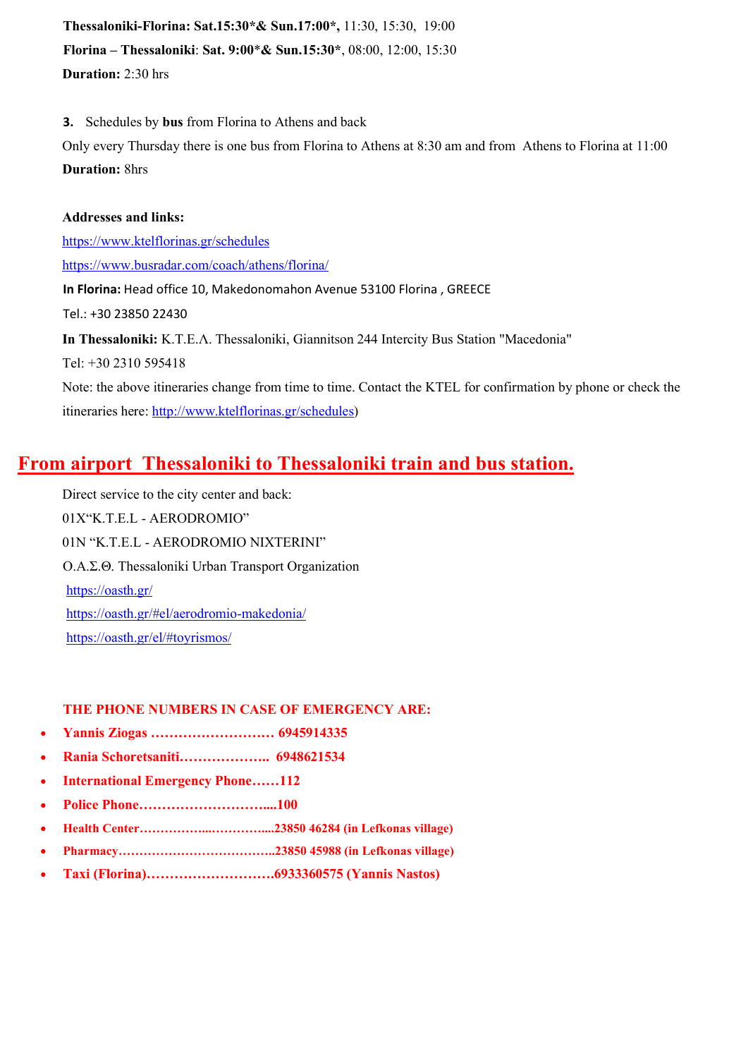**Thessaloniki-Florina: Sat.15:30*& Sun.17:00*,** 11:30, 15:30, 19:00

**Florina – Thessaloniki**: **Sat. 9:00*& Sun.15:30***, 08:00, 12:00, 15:30

**Duration:** 2:30 hrs

3. Schedules by **bus** from Florina to Athens and back

Only every Thursday there is one bus from Florina to Athens at 8:30 am and from Athens to Florina at 11:00

**Duration:** 8hrs

**Addresses and links:**

https://www.ktelflorinas.gr/schedules

https://www.busradar.com/coach/athens/florina/

**In Florina:** Head office 10, Makedonomahon Avenue 53100 Florina , GREECE

Tel.: +30 23850 22430

**In Thessaloniki:** K.T.E.Λ. Thessaloniki, Giannitson 244 Intercity Bus Station "Macedonia"

Tel: +30 2310 595418

Note: the above itineraries change from time to time. Contact the KTEL for confirmation by phone or check the itineraries here: http://www.ktelflorinas.gr/schedules)

## From airport Thessaloniki to Thessaloniki train and bus station.

Direct service to the city center and back:

01X"K.T.E.L - AERODROMIO"

01N "K.T.E.L - AERODROMIO NIXTERINI"

O.A.Σ.Θ. Thessaloniki Urban Transport Organization

https://oasth.gr/

https://oasth.gr/#el/aerodromio-makedonia/

https://oasth.gr/el/#toyrismos/

**THE PHONE NUMBERS IN CASE OF EMERGENCY ARE:**

- **Yannis Ziogas ……………………… 6945914335**
- **Rania Schoretsaniti……………….. 6948621534**
- **International Emergency Phone……112**
- **Police Phone………………………....100**
- **Health Center……………...…………....23850 46284 (in Lefkonas village)**
- **Pharmacy………………………………..23850 45988 (in Lefkonas village)**
- **Taxi (Florina)………………………6933360575 (Yannis Nastos)**